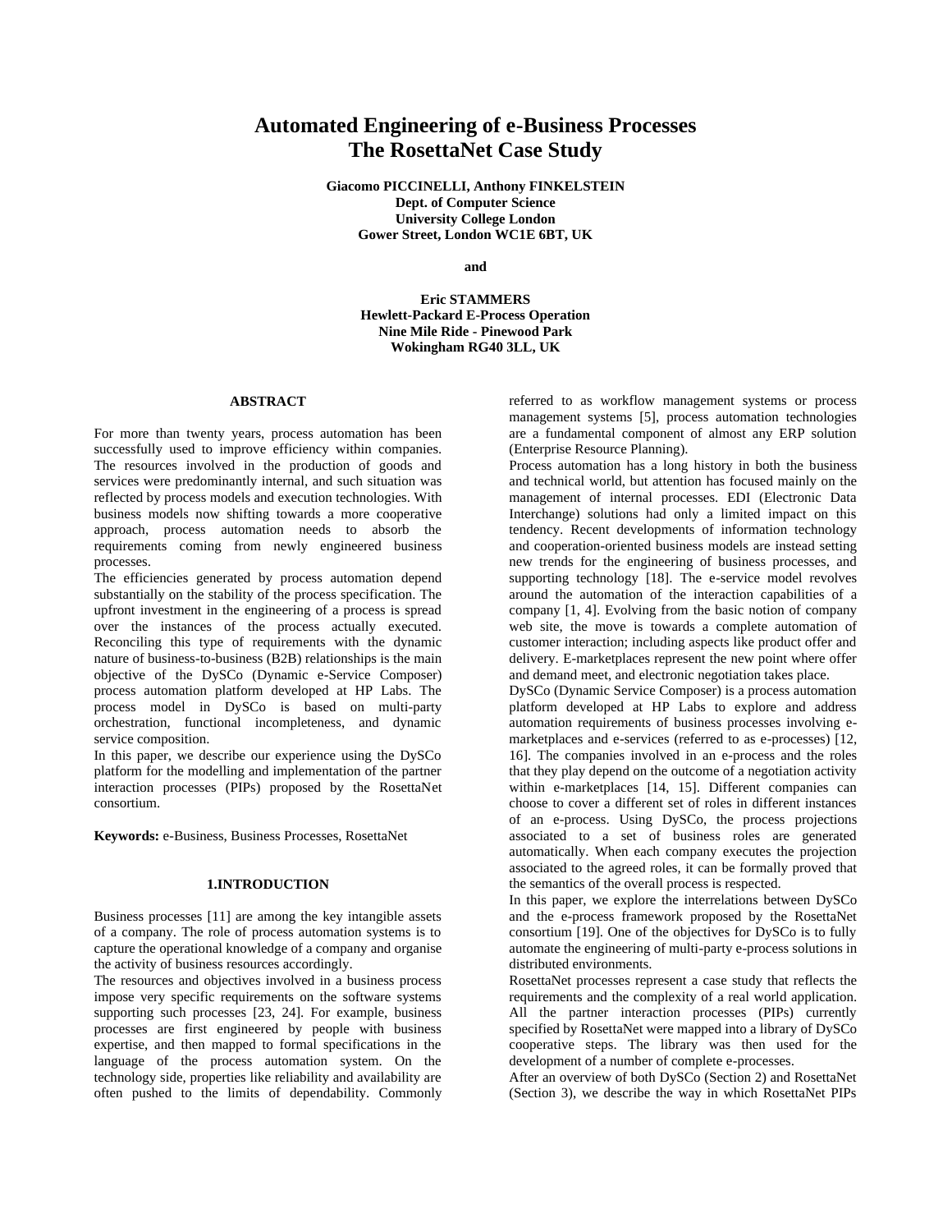# Automated Engineering of e-Business Processes
# The RosettaNet Case Study

**Giacomo PICCINELLI, Anthony FINKELSTEIN**
**Dept. of Computer Science**
**University College London**
**Gower Street, London WC1E 6BT, UK**

**and**

**Eric STAMMERS**
**Hewlett-Packard E-Process Operation**
**Nine Mile Ride - Pinewood Park**
**Wokingham RG40 3LL, UK**

## ABSTRACT

For more than twenty years, process automation has been successfully used to improve efficiency within companies. The resources involved in the production of goods and services were predominantly internal, and such situation was reflected by process models and execution technologies. With business models now shifting towards a more cooperative approach, process automation needs to absorb the requirements coming from newly engineered business processes.

The efficiencies generated by process automation depend substantially on the stability of the process specification. The upfront investment in the engineering of a process is spread over the instances of the process actually executed. Reconciling this type of requirements with the dynamic nature of business-to-business (B2B) relationships is the main objective of the DySCo (Dynamic e-Service Composer) process automation platform developed at HP Labs. The process model in DySCo is based on multi-party orchestration, functional incompleteness, and dynamic service composition.

In this paper, we describe our experience using the DySCo platform for the modelling and implementation of the partner interaction processes (PIPs) proposed by the RosettaNet consortium.

**Keywords:** e-Business, Business Processes, RosettaNet

## 1.INTRODUCTION

Business processes [11] are among the key intangible assets of a company. The role of process automation systems is to capture the operational knowledge of a company and organise the activity of business resources accordingly.

The resources and objectives involved in a business process impose very specific requirements on the software systems supporting such processes [23, 24]. For example, business processes are first engineered by people with business expertise, and then mapped to formal specifications in the language of the process automation system. On the technology side, properties like reliability and availability are often pushed to the limits of dependability. Commonly referred to as workflow management systems or process management systems [5], process automation technologies are a fundamental component of almost any ERP solution (Enterprise Resource Planning).

Process automation has a long history in both the business and technical world, but attention has focused mainly on the management of internal processes. EDI (Electronic Data Interchange) solutions had only a limited impact on this tendency. Recent developments of information technology and cooperation-oriented business models are instead setting new trends for the engineering of business processes, and supporting technology [18]. The e-service model revolves around the automation of the interaction capabilities of a company [1, 4]. Evolving from the basic notion of company web site, the move is towards a complete automation of customer interaction; including aspects like product offer and delivery. E-marketplaces represent the new point where offer and demand meet, and electronic negotiation takes place.

DySCo (Dynamic Service Composer) is a process automation platform developed at HP Labs to explore and address automation requirements of business processes involving e-marketplaces and e-services (referred to as e-processes) [12, 16]. The companies involved in an e-process and the roles that they play depend on the outcome of a negotiation activity within e-marketplaces [14, 15]. Different companies can choose to cover a different set of roles in different instances of an e-process. Using DySCo, the process projections associated to a set of business roles are generated automatically. When each company executes the projection associated to the agreed roles, it can be formally proved that the semantics of the overall process is respected.

In this paper, we explore the interrelations between DySCo and the e-process framework proposed by the RosettaNet consortium [19]. One of the objectives for DySCo is to fully automate the engineering of multi-party e-process solutions in distributed environments.

RosettaNet processes represent a case study that reflects the requirements and the complexity of a real world application. All the partner interaction processes (PIPs) currently specified by RosettaNet were mapped into a library of DySCo cooperative steps. The library was then used for the development of a number of complete e-processes.

After an overview of both DySCo (Section 2) and RosettaNet (Section 3), we describe the way in which RosettaNet PIPs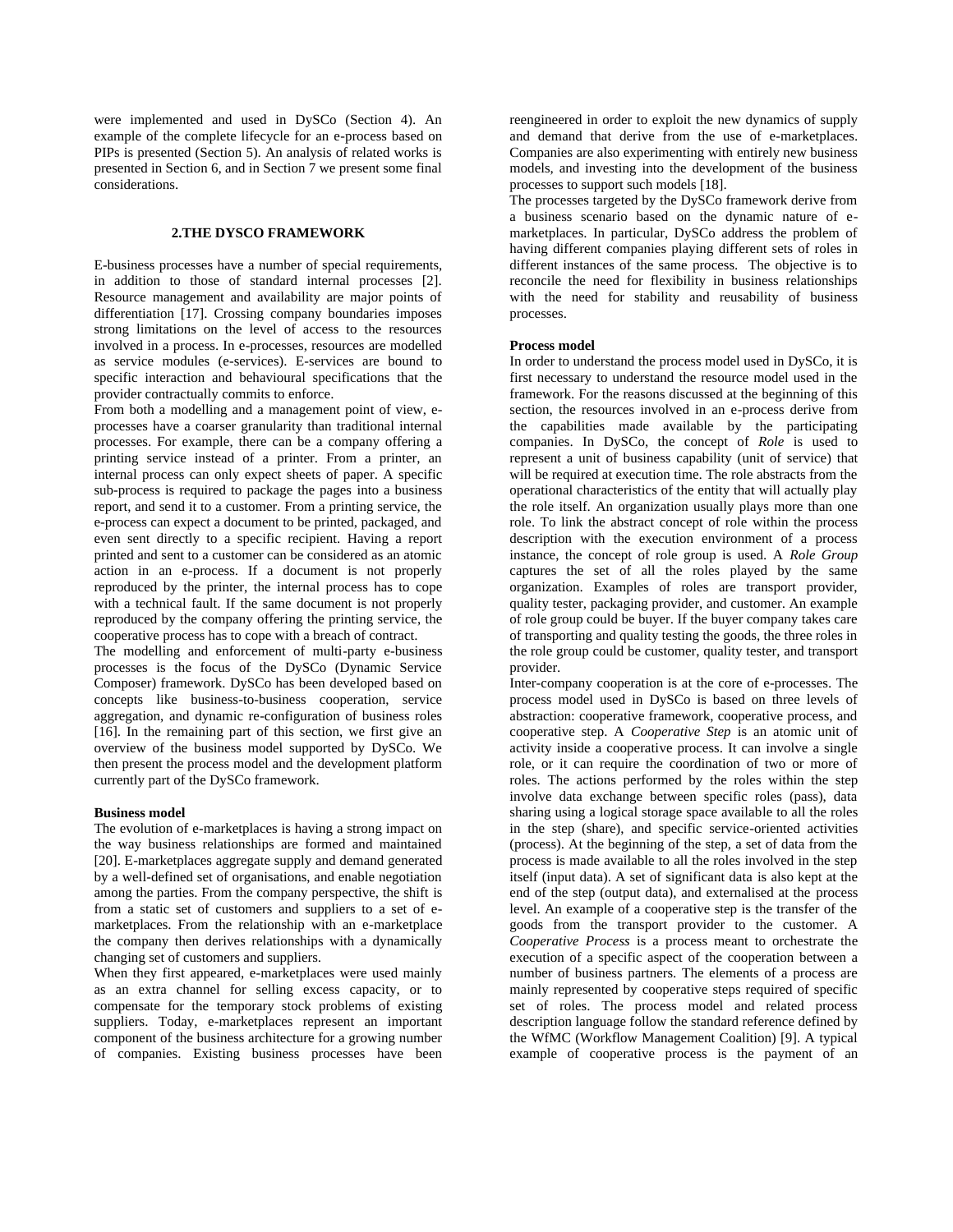were implemented and used in DySCo (Section 4). An example of the complete lifecycle for an e-process based on PIPs is presented (Section 5). An analysis of related works is presented in Section 6, and in Section 7 we present some final considerations.

## 2.THE DYSCO FRAMEWORK

E-business processes have a number of special requirements, in addition to those of standard internal processes [2]. Resource management and availability are major points of differentiation [17]. Crossing company boundaries imposes strong limitations on the level of access to the resources involved in a process. In e-processes, resources are modelled as service modules (e-services). E-services are bound to specific interaction and behavioural specifications that the provider contractually commits to enforce.

From both a modelling and a management point of view, e-processes have a coarser granularity than traditional internal processes. For example, there can be a company offering a printing service instead of a printer. From a printer, an internal process can only expect sheets of paper. A specific sub-process is required to package the pages into a business report, and send it to a customer. From a printing service, the e-process can expect a document to be printed, packaged, and even sent directly to a specific recipient. Having a report printed and sent to a customer can be considered as an atomic action in an e-process. If a document is not properly reproduced by the printer, the internal process has to cope with a technical fault. If the same document is not properly reproduced by the company offering the printing service, the cooperative process has to cope with a breach of contract.

The modelling and enforcement of multi-party e-business processes is the focus of the DySCo (Dynamic Service Composer) framework. DySCo has been developed based on concepts like business-to-business cooperation, service aggregation, and dynamic re-configuration of business roles [16]. In the remaining part of this section, we first give an overview of the business model supported by DySCo. We then present the process model and the development platform currently part of the DySCo framework.

**Business model**

The evolution of e-marketplaces is having a strong impact on the way business relationships are formed and maintained [20]. E-marketplaces aggregate supply and demand generated by a well-defined set of organisations, and enable negotiation among the parties. From the company perspective, the shift is from a static set of customers and suppliers to a set of e-marketplaces. From the relationship with an e-marketplace the company then derives relationships with a dynamically changing set of customers and suppliers.

When they first appeared, e-marketplaces were used mainly as an extra channel for selling excess capacity, or to compensate for the temporary stock problems of existing suppliers. Today, e-marketplaces represent an important component of the business architecture for a growing number of companies. Existing business processes have been reengineered in order to exploit the new dynamics of supply and demand that derive from the use of e-marketplaces. Companies are also experimenting with entirely new business models, and investing into the development of the business processes to support such models [18].

The processes targeted by the DySCo framework derive from a business scenario based on the dynamic nature of e-marketplaces. In particular, DySCo address the problem of having different companies playing different sets of roles in different instances of the same process. The objective is to reconcile the need for flexibility in business relationships with the need for stability and reusability of business processes.

**Process model**

In order to understand the process model used in DySCo, it is first necessary to understand the resource model used in the framework. For the reasons discussed at the beginning of this section, the resources involved in an e-process derive from the capabilities made available by the participating companies. In DySCo, the concept of *Role* is used to represent a unit of business capability (unit of service) that will be required at execution time. The role abstracts from the operational characteristics of the entity that will actually play the role itself. An organization usually plays more than one role. To link the abstract concept of role within the process description with the execution environment of a process instance, the concept of role group is used. A *Role Group* captures the set of all the roles played by the same organization. Examples of roles are transport provider, quality tester, packaging provider, and customer. An example of role group could be buyer. If the buyer company takes care of transporting and quality testing the goods, the three roles in the role group could be customer, quality tester, and transport provider.

Inter-company cooperation is at the core of e-processes. The process model used in DySCo is based on three levels of abstraction: cooperative framework, cooperative process, and cooperative step. A *Cooperative Step* is an atomic unit of activity inside a cooperative process. It can involve a single role, or it can require the coordination of two or more of roles. The actions performed by the roles within the step involve data exchange between specific roles (pass), data sharing using a logical storage space available to all the roles in the step (share), and specific service-oriented activities (process). At the beginning of the step, a set of data from the process is made available to all the roles involved in the step itself (input data). A set of significant data is also kept at the end of the step (output data), and externalised at the process level. An example of a cooperative step is the transfer of the goods from the transport provider to the customer. A *Cooperative Process* is a process meant to orchestrate the execution of a specific aspect of the cooperation between a number of business partners. The elements of a process are mainly represented by cooperative steps required of specific set of roles. The process model and related process description language follow the standard reference defined by the WfMC (Workflow Management Coalition) [9]. A typical example of cooperative process is the payment of an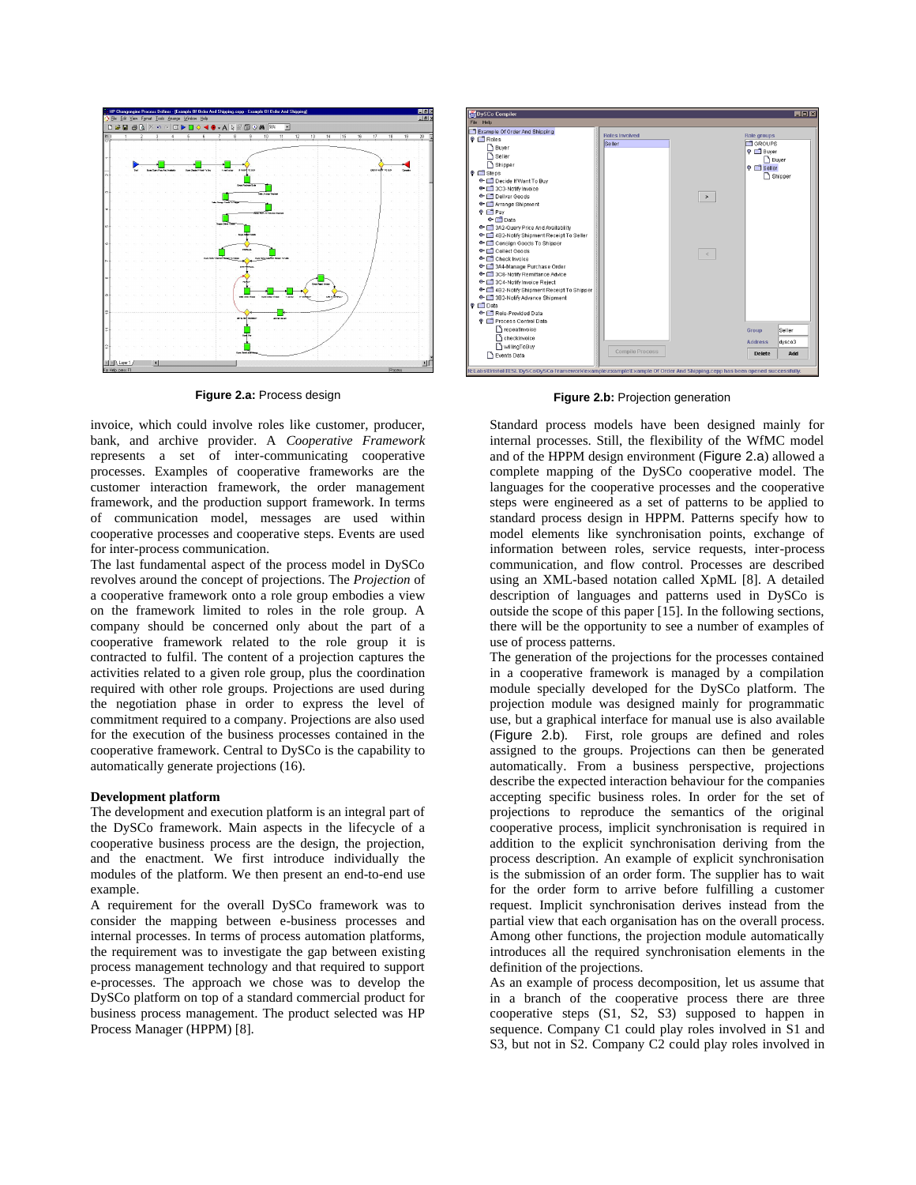Figure 2.a: Process design

Figure 2.b: Projection generation

invoice, which could involve roles like customer, producer, bank, and archive provider. A *Cooperative Framework* represents a set of inter-communicating cooperative processes. Examples of cooperative frameworks are the customer interaction framework, the order management framework, and the production support framework. In terms of communication model, messages are used within cooperative processes and cooperative steps. Events are used for inter-process communication.

The last fundamental aspect of the process model in DySCo revolves around the concept of projections. The *Projection* of a cooperative framework onto a role group embodies a view on the framework limited to roles in the role group. A company should be concerned only about the part of a cooperative framework related to the role group it is contracted to fulfil. The content of a projection captures the activities related to a given role group, plus the coordination required with other role groups. Projections are used during the negotiation phase in order to express the level of commitment required to a company. Projections are also used for the execution of the business processes contained in the cooperative framework. Central to DySCo is the capability to automatically generate projections (16).

**Development platform**

The development and execution platform is an integral part of the DySCo framework. Main aspects in the lifecycle of a cooperative business process are the design, the projection, and the enactment. We first introduce individually the modules of the platform. We then present an end-to-end use example.

A requirement for the overall DySCo framework was to consider the mapping between e-business processes and internal processes. In terms of process automation platforms, the requirement was to investigate the gap between existing process management technology and that required to support e-processes. The approach we chose was to develop the DySCo platform on top of a standard commercial product for business process management. The product selected was HP Process Manager (HPPM) [8].

Standard process models have been designed mainly for internal processes. Still, the flexibility of the WfMC model and of the HPPM design environment (Figure 2.a) allowed a complete mapping of the DySCo cooperative model. The languages for the cooperative processes and the cooperative steps were engineered as a set of patterns to be applied to standard process design in HPPM. Patterns specify how to model elements like synchronisation points, exchange of information between roles, service requests, inter-process communication, and flow control. Processes are described using an XML-based notation called XpML [8]. A detailed description of languages and patterns used in DySCo is outside the scope of this paper [15]. In the following sections, there will be the opportunity to see a number of examples of use of process patterns.

The generation of the projections for the processes contained in a cooperative framework is managed by a compilation module specially developed for the DySCo platform. The projection module was designed mainly for programmatic use, but a graphical interface for manual use is also available (Figure 2.b). First, role groups are defined and roles assigned to the groups. Projections can then be generated automatically. From a business perspective, projections describe the expected interaction behaviour for the companies accepting specific business roles. In order for the set of projections to reproduce the semantics of the original cooperative process, implicit synchronisation is required in addition to the explicit synchronisation deriving from the process description. An example of explicit synchronisation is the submission of an order form. The supplier has to wait for the order form to arrive before fulfilling a customer request. Implicit synchronisation derives instead from the partial view that each organisation has on the overall process. Among other functions, the projection module automatically introduces all the required synchronisation elements in the definition of the projections.

As an example of process decomposition, let us assume that in a branch of the cooperative process there are three cooperative steps (S1, S2, S3) supposed to happen in sequence. Company C1 could play roles involved in S1 and S3, but not in S2. Company C2 could play roles involved in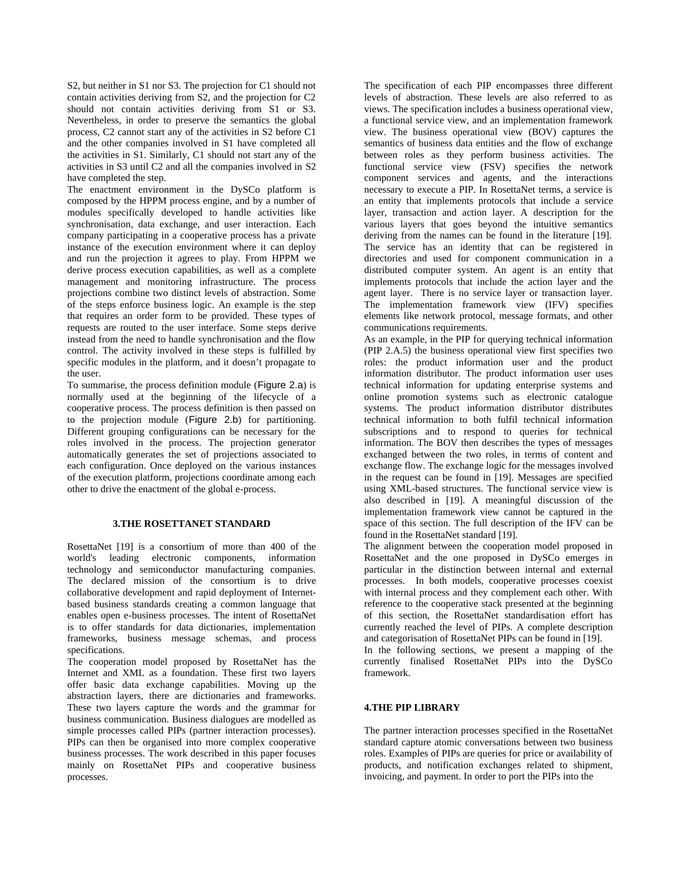S2, but neither in S1 nor S3. The projection for C1 should not contain activities deriving from S2, and the projection for C2 should not contain activities deriving from S1 or S3. Nevertheless, in order to preserve the semantics the global process, C2 cannot start any of the activities in S2 before C1 and the other companies involved in S1 have completed all the activities in S1. Similarly, C1 should not start any of the activities in S3 until C2 and all the companies involved in S2 have completed the step.

The enactment environment in the DySCo platform is composed by the HPPM process engine, and by a number of modules specifically developed to handle activities like synchronisation, data exchange, and user interaction. Each company participating in a cooperative process has a private instance of the execution environment where it can deploy and run the projection it agrees to play. From HPPM we derive process execution capabilities, as well as a complete management and monitoring infrastructure. The process projections combine two distinct levels of abstraction. Some of the steps enforce business logic. An example is the step that requires an order form to be provided. These types of requests are routed to the user interface. Some steps derive instead from the need to handle synchronisation and the flow control. The activity involved in these steps is fulfilled by specific modules in the platform, and it doesn't propagate to the user.

To summarise, the process definition module (Figure 2.a) is normally used at the beginning of the lifecycle of a cooperative process. The process definition is then passed on to the projection module (Figure 2.b) for partitioning. Different grouping configurations can be necessary for the roles involved in the process. The projection generator automatically generates the set of projections associated to each configuration. Once deployed on the various instances of the execution platform, projections coordinate among each other to drive the enactment of the global e-process.

## 3.THE ROSETTANET STANDARD

RosettaNet [19] is a consortium of more than 400 of the world's leading electronic components, information technology and semiconductor manufacturing companies. The declared mission of the consortium is to drive collaborative development and rapid deployment of Internet-based business standards creating a common language that enables open e-business processes. The intent of RosettaNet is to offer standards for data dictionaries, implementation frameworks, business message schemas, and process specifications.

The cooperation model proposed by RosettaNet has the Internet and XML as a foundation. These first two layers offer basic data exchange capabilities. Moving up the abstraction layers, there are dictionaries and frameworks. These two layers capture the words and the grammar for business communication. Business dialogues are modelled as simple processes called PIPs (partner interaction processes). PIPs can then be organised into more complex cooperative business processes. The work described in this paper focuses mainly on RosettaNet PIPs and cooperative business processes.

The specification of each PIP encompasses three different levels of abstraction. These levels are also referred to as views. The specification includes a business operational view, a functional service view, and an implementation framework view. The business operational view (BOV) captures the semantics of business data entities and the flow of exchange between roles as they perform business activities. The functional service view (FSV) specifies the network component services and agents, and the interactions necessary to execute a PIP. In RosettaNet terms, a service is an entity that implements protocols that include a service layer, transaction and action layer. A description for the various layers that goes beyond the intuitive semantics deriving from the names can be found in the literature [19]. The service has an identity that can be registered in directories and used for component communication in a distributed computer system. An agent is an entity that implements protocols that include the action layer and the agent layer. There is no service layer or transaction layer. The implementation framework view (IFV) specifies elements like network protocol, message formats, and other communications requirements.

As an example, in the PIP for querying technical information (PIP 2.A.5) the business operational view first specifies two roles: the product information user and the product information distributor. The product information user uses technical information for updating enterprise systems and online promotion systems such as electronic catalogue systems. The product information distributor distributes technical information to both fulfil technical information subscriptions and to respond to queries for technical information. The BOV then describes the types of messages exchanged between the two roles, in terms of content and exchange flow. The exchange logic for the messages involved in the request can be found in [19]. Messages are specified using XML-based structures. The functional service view is also described in [19]. A meaningful discussion of the implementation framework view cannot be captured in the space of this section. The full description of the IFV can be found in the RosettaNet standard [19].

The alignment between the cooperation model proposed in RosettaNet and the one proposed in DySCo emerges in particular in the distinction between internal and external processes. In both models, cooperative processes coexist with internal process and they complement each other. With reference to the cooperative stack presented at the beginning of this section, the RosettaNet standardisation effort has currently reached the level of PIPs. A complete description and categorisation of RosettaNet PIPs can be found in [19].

In the following sections, we present a mapping of the currently finalised RosettaNet PIPs into the DySCo framework.

## 4.THE PIP LIBRARY

The partner interaction processes specified in the RosettaNet standard capture atomic conversations between two business roles. Examples of PIPs are queries for price or availability of products, and notification exchanges related to shipment, invoicing, and payment. In order to port the PIPs into the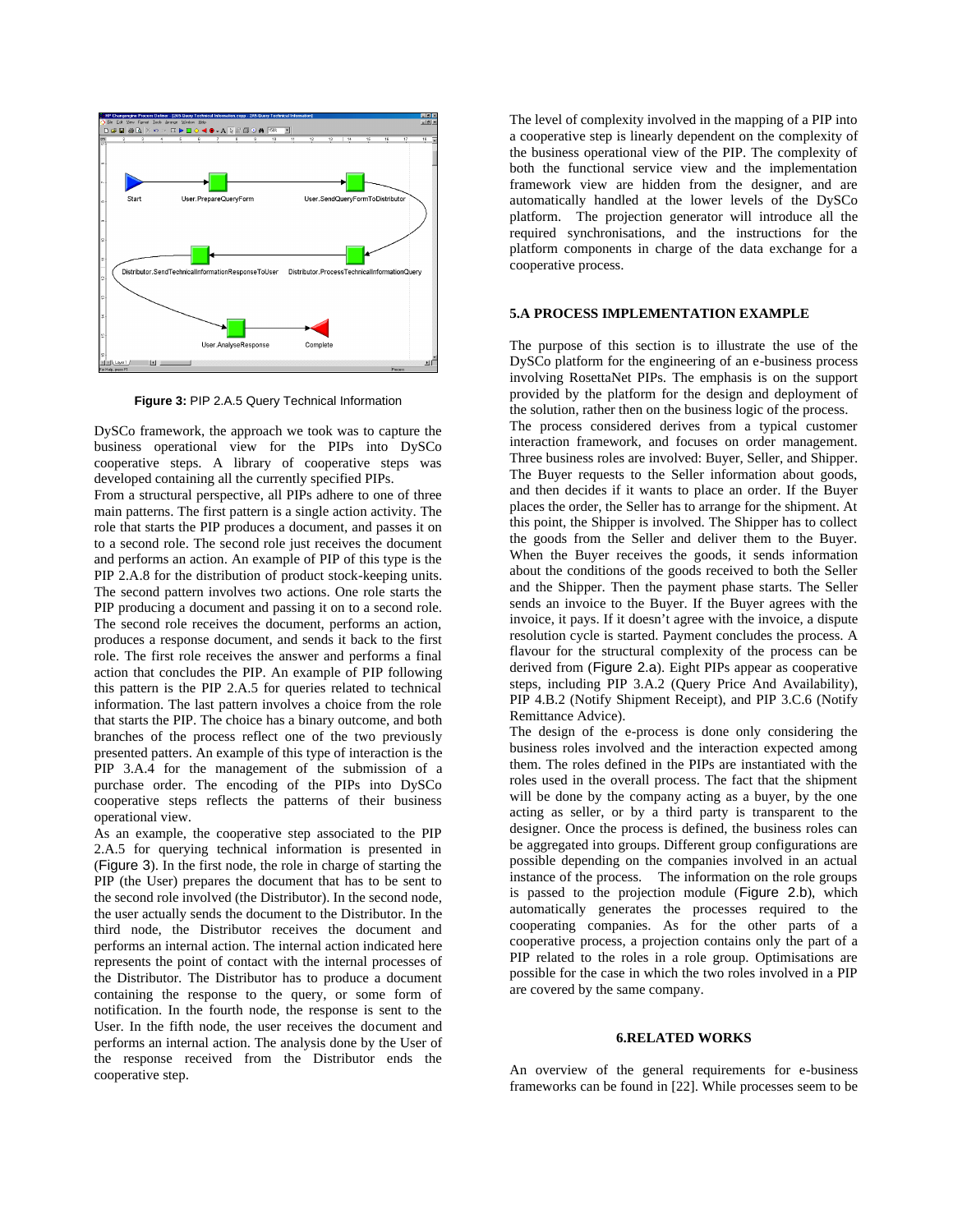**Figure 3:** PIP 2.A.5 Query Technical Information

DySCo framework, the approach we took was to capture the business operational view for the PIPs into DySCo cooperative steps. A library of cooperative steps was developed containing all the currently specified PIPs.

From a structural perspective, all PIPs adhere to one of three main patterns. The first pattern is a single action activity. The role that starts the PIP produces a document, and passes it on to a second role. The second role just receives the document and performs an action. An example of PIP of this type is the PIP 2.A.8 for the distribution of product stock-keeping units. The second pattern involves two actions. One role starts the PIP producing a document and passing it on to a second role. The second role receives the document, performs an action, produces a response document, and sends it back to the first role. The first role receives the answer and performs a final action that concludes the PIP. An example of PIP following this pattern is the PIP 2.A.5 for queries related to technical information. The last pattern involves a choice from the role that starts the PIP. The choice has a binary outcome, and both branches of the process reflect one of the two previously presented patters. An example of this type of interaction is the PIP 3.A.4 for the management of the submission of a purchase order. The encoding of the PIPs into DySCo cooperative steps reflects the patterns of their business operational view.

As an example, the cooperative step associated to the PIP 2.A.5 for querying technical information is presented in (Figure 3). In the first node, the role in charge of starting the PIP (the User) prepares the document that has to be sent to the second role involved (the Distributor). In the second node, the user actually sends the document to the Distributor. In the third node, the Distributor receives the document and performs an internal action. The internal action indicated here represents the point of contact with the internal processes of the Distributor. The Distributor has to produce a document containing the response to the query, or some form of notification. In the fourth node, the response is sent to the User. In the fifth node, the user receives the document and performs an internal action. The analysis done by the User of the response received from the Distributor ends the cooperative step.

The level of complexity involved in the mapping of a PIP into a cooperative step is linearly dependent on the complexity of the business operational view of the PIP. The complexity of both the functional service view and the implementation framework view are hidden from the designer, and are automatically handled at the lower levels of the DySCo platform. The projection generator will introduce all the required synchronisations, and the instructions for the platform components in charge of the data exchange for a cooperative process.

## 5.A PROCESS IMPLEMENTATION EXAMPLE

The purpose of this section is to illustrate the use of the DySCo platform for the engineering of an e-business process involving RosettaNet PIPs. The emphasis is on the support provided by the platform for the design and deployment of the solution, rather then on the business logic of the process.

The process considered derives from a typical customer interaction framework, and focuses on order management. Three business roles are involved: Buyer, Seller, and Shipper. The Buyer requests to the Seller information about goods, and then decides if it wants to place an order. If the Buyer places the order, the Seller has to arrange for the shipment. At this point, the Shipper is involved. The Shipper has to collect the goods from the Seller and deliver them to the Buyer. When the Buyer receives the goods, it sends information about the conditions of the goods received to both the Seller and the Shipper. Then the payment phase starts. The Seller sends an invoice to the Buyer. If the Buyer agrees with the invoice, it pays. If it doesn't agree with the invoice, a dispute resolution cycle is started. Payment concludes the process. A flavour for the structural complexity of the process can be derived from (Figure 2.a). Eight PIPs appear as cooperative steps, including PIP 3.A.2 (Query Price And Availability), PIP 4.B.2 (Notify Shipment Receipt), and PIP 3.C.6 (Notify Remittance Advice).

The design of the e-process is done only considering the business roles involved and the interaction expected among them. The roles defined in the PIPs are instantiated with the roles used in the overall process. The fact that the shipment will be done by the company acting as a buyer, by the one acting as seller, or by a third party is transparent to the designer. Once the process is defined, the business roles can be aggregated into groups. Different group configurations are possible depending on the companies involved in an actual instance of the process. The information on the role groups is passed to the projection module (Figure 2.b), which automatically generates the processes required to the cooperating companies. As for the other parts of a cooperative process, a projection contains only the part of a PIP related to the roles in a role group. Optimisations are possible for the case in which the two roles involved in a PIP are covered by the same company.

## 6.RELATED WORKS

An overview of the general requirements for e-business frameworks can be found in [22]. While processes seem to be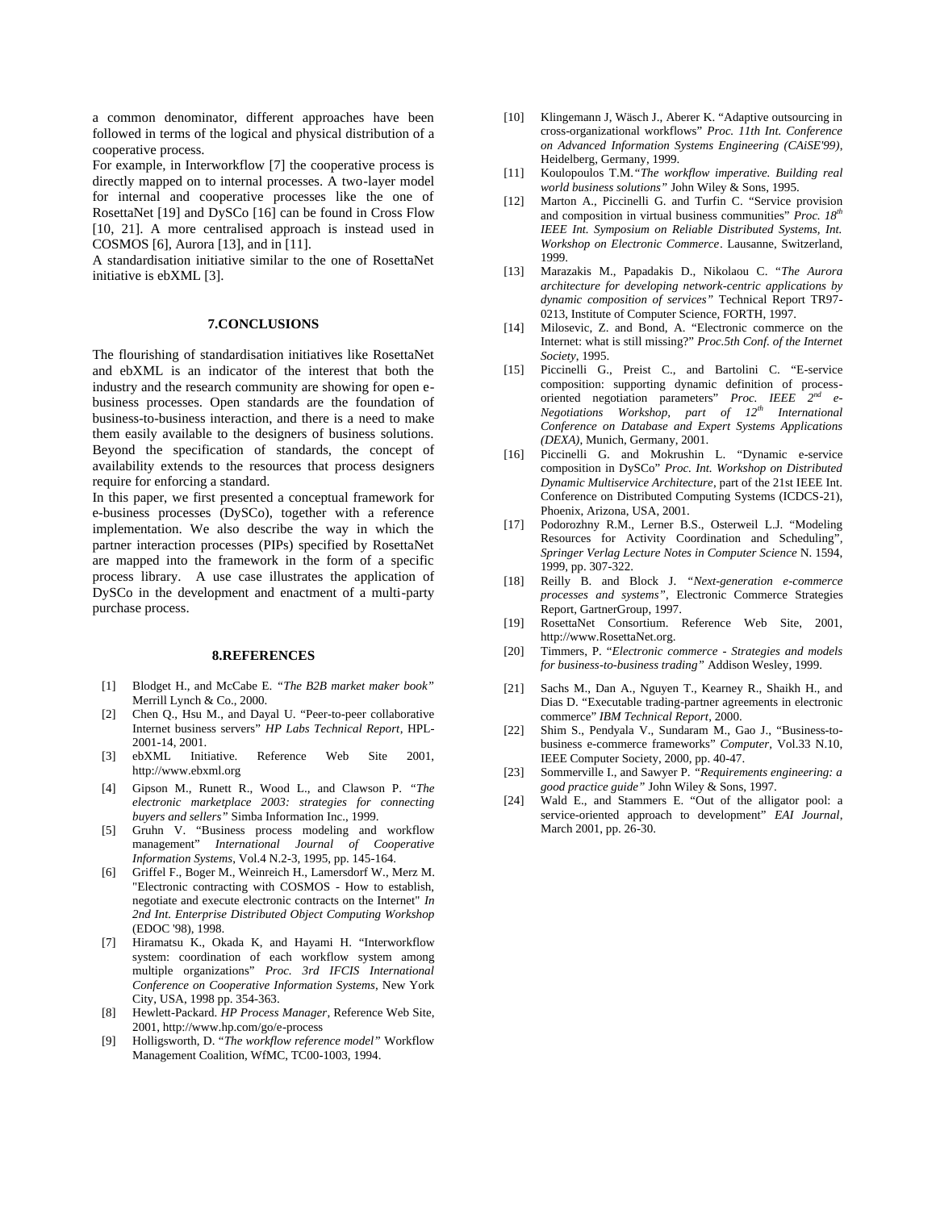a common denominator, different approaches have been followed in terms of the logical and physical distribution of a cooperative process.

For example, in Interworkflow [7] the cooperative process is directly mapped on to internal processes. A two-layer model for internal and cooperative processes like the one of RosettaNet [19] and DySCo [16] can be found in Cross Flow [10, 21]. A more centralised approach is instead used in COSMOS [6], Aurora [13], and in [11].

A standardisation initiative similar to the one of RosettaNet initiative is ebXML [3].

## 7.CONCLUSIONS

The flourishing of standardisation initiatives like RosettaNet and ebXML is an indicator of the interest that both the industry and the research community are showing for open e-business processes. Open standards are the foundation of business-to-business interaction, and there is a need to make them easily available to the designers of business solutions. Beyond the specification of standards, the concept of availability extends to the resources that process designers require for enforcing a standard.

In this paper, we first presented a conceptual framework for e-business processes (DySCo), together with a reference implementation. We also describe the way in which the partner interaction processes (PIPs) specified by RosettaNet are mapped into the framework in the form of a specific process library. A use case illustrates the application of DySCo in the development and enactment of a multi-party purchase process.

## 8.REFERENCES

[1] Blodget H., and McCabe E. *"The B2B market maker book"* Merrill Lynch & Co., 2000.

[2] Chen Q., Hsu M., and Dayal U. "Peer-to-peer collaborative Internet business servers" *HP Labs Technical Report*, HPL-2001-14, 2001.

[3] ebXML Initiative. Reference Web Site 2001, http://www.ebxml.org

[4] Gipson M., Runett R., Wood L., and Clawson P. *"The electronic marketplace 2003: strategies for connecting buyers and sellers"* Simba Information Inc., 1999.

[5] Gruhn V. "Business process modeling and workflow management" *International Journal of Cooperative Information Systems*, Vol.4 N.2-3, 1995, pp. 145-164.

[6] Griffel F., Boger M., Weinreich H., Lamersdorf W., Merz M. "Electronic contracting with COSMOS - How to establish, negotiate and execute electronic contracts on the Internet" *In 2nd Int. Enterprise Distributed Object Computing Workshop* (EDOC '98), 1998.

[7] Hiramatsu K., Okada K, and Hayami H. "Interworkflow system: coordination of each workflow system among multiple organizations" *Proc. 3rd IFCIS International Conference on Cooperative Information Systems*, New York City, USA, 1998 pp. 354-363.

[8] Hewlett-Packard. *HP Process Manager*, Reference Web Site, 2001, http://www.hp.com/go/e-process

[9] Holligsworth, D. "*The workflow reference model"* Workflow Management Coalition, WfMC, TC00-1003, 1994.

[10] Klingemann J, Wäsch J., Aberer K. "Adaptive outsourcing in cross-organizational workflows" *Proc. 11th Int. Conference on Advanced Information Systems Engineering (CAiSE'99)*, Heidelberg, Germany, 1999.

[11] Koulopoulos T.M.*"The workflow imperative. Building real world business solutions"* John Wiley & Sons, 1995.

[12] Marton A., Piccinelli G. and Turfin C. "Service provision and composition in virtual business communities" *Proc. 18th IEEE Int. Symposium on Reliable Distributed Systems, Int. Workshop on Electronic Commerce*. Lausanne, Switzerland, 1999.

[13] Marazakis M., Papadakis D., Nikolaou C. *"The Aurora architecture for developing network-centric applications by dynamic composition of services"* Technical Report TR97-0213, Institute of Computer Science, FORTH, 1997.

[14] Milosevic, Z. and Bond, A. "Electronic commerce on the Internet: what is still missing?" *Proc.5th Conf. of the Internet Society*, 1995.

[15] Piccinelli G., Preist C., and Bartolini C. "E-service composition: supporting dynamic definition of process-oriented negotiation parameters" *Proc. IEEE 2nd e-Negotiations Workshop, part of 12th International Conference on Database and Expert Systems Applications (DEXA)*, Munich, Germany, 2001.

[16] Piccinelli G. and Mokrushin L. "Dynamic e-service composition in DySCo" *Proc. Int. Workshop on Distributed Dynamic Multiservice Architecture*, part of the 21st IEEE Int. Conference on Distributed Computing Systems (ICDCS-21), Phoenix, Arizona, USA, 2001.

[17] Podorozhny R.M., Lerner B.S., Osterweil L.J. "Modeling Resources for Activity Coordination and Scheduling", *Springer Verlag Lecture Notes in Computer Science* N. 1594, 1999, pp. 307-322.

[18] Reilly B. and Block J. *"Next-generation e-commerce processes and systems"*, Electronic Commerce Strategies Report, GartnerGroup, 1997.

[19] RosettaNet Consortium. Reference Web Site, 2001, http://www.RosettaNet.org.

[20] Timmers, P. "*Electronic commerce - Strategies and models for business-to-business trading"* Addison Wesley, 1999.

[21] Sachs M., Dan A., Nguyen T., Kearney R., Shaikh H., and Dias D. "Executable trading-partner agreements in electronic commerce" *IBM Technical Report*, 2000.

[22] Shim S., Pendyala V., Sundaram M., Gao J., "Business-to-business e-commerce frameworks" *Computer*, Vol.33 N.10, IEEE Computer Society, 2000, pp. 40-47.

[23] Sommerville I., and Sawyer P. *"Requirements engineering: a good practice guide"* John Wiley & Sons, 1997.

[24] Wald E., and Stammers E. "Out of the alligator pool: a service-oriented approach to development" *EAI Journal*, March 2001, pp. 26-30.